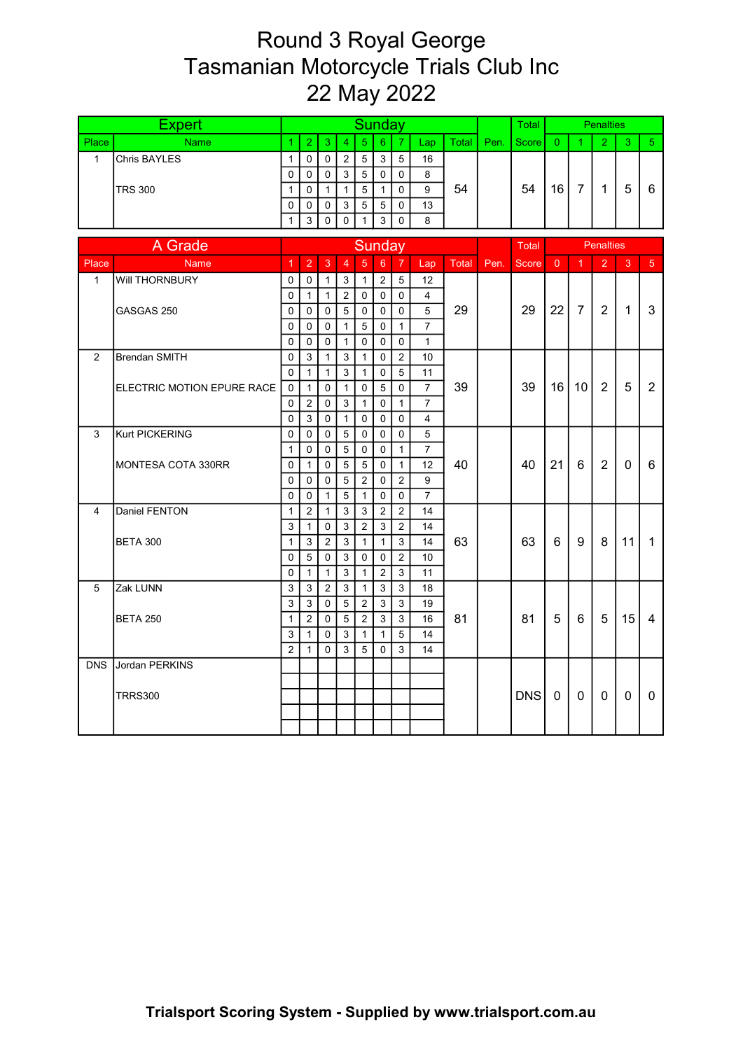# Round 3 Royal George
# Tasmanian Motorcycle Trials Club Inc
# 22 May 2022

| Expert | | Sunday | | | | | | | | | | Total | Penalties | | | | |
|---|---|---|---|---|---|---|---|---|---|---|---|---|---|---|---|---|---|
| Place | Name | 1 | 2 | 3 | 4 | 5 | 6 | 7 | Lap | Total | Pen. | Score | 0 | 1 | 2 | 3 | 5 |
| 1 | Chris BAYLES | 1 | 0 | 0 | 2 | 5 | 3 | 5 | 16 | 54 | | 54 | 16 | 7 | 1 | 5 | 6 |
| | | 0 | 0 | 0 | 3 | 5 | 0 | 0 | 8 | | | | | | | | |
| | TRS 300 | 1 | 0 | 1 | 1 | 5 | 1 | 0 | 9 | | | | | | | | |
| | | 0 | 0 | 0 | 3 | 5 | 5 | 0 | 13 | | | | | | | | |
| | | 1 | 3 | 0 | 0 | 1 | 3 | 0 | 8 | | | | | | | | |

| A Grade | | Sunday | | | | | | | | | | Total | Penalties | | | | |
|---|---|---|---|---|---|---|---|---|---|---|---|---|---|---|---|---|---|
| Place | Name | 1 | 2 | 3 | 4 | 5 | 6 | 7 | Lap | Total | Pen. | Score | 0 | 1 | 2 | 3 | 5 |
| 1 | Will THORNBURY | 0 | 0 | 1 | 3 | 1 | 2 | 5 | 12 | 29 | | 29 | 22 | 7 | 2 | 1 | 3 |
| | | 0 | 1 | 1 | 2 | 0 | 0 | 0 | 4 | | | | | | | | |
| | GASGAS 250 | 0 | 0 | 0 | 5 | 0 | 0 | 0 | 5 | | | | | | | | |
| | | 0 | 0 | 0 | 1 | 5 | 0 | 1 | 7 | | | | | | | | |
| | | 0 | 0 | 0 | 1 | 0 | 0 | 0 | 1 | | | | | | | | |
| 2 | Brendan SMITH | 0 | 3 | 1 | 3 | 1 | 0 | 2 | 10 | 39 | | 39 | 16 | 10 | 2 | 5 | 2 |
| | | 0 | 1 | 1 | 3 | 1 | 0 | 5 | 11 | | | | | | | | |
| | ELECTRIC MOTION EPURE RACE | 0 | 1 | 0 | 1 | 0 | 5 | 0 | 7 | | | | | | | | |
| | | 0 | 2 | 0 | 3 | 1 | 0 | 1 | 7 | | | | | | | | |
| | | 0 | 3 | 0 | 1 | 0 | 0 | 0 | 4 | | | | | | | | |
| 3 | Kurt PICKERING | 0 | 0 | 0 | 5 | 0 | 0 | 0 | 5 | 40 | | 40 | 21 | 6 | 2 | 0 | 6 |
| | | 1 | 0 | 0 | 5 | 0 | 0 | 1 | 7 | | | | | | | | |
| | MONTESA COTA 330RR | 0 | 1 | 0 | 5 | 5 | 0 | 1 | 12 | | | | | | | | |
| | | 0 | 0 | 0 | 5 | 2 | 0 | 2 | 9 | | | | | | | | |
| | | 0 | 0 | 1 | 5 | 1 | 0 | 0 | 7 | | | | | | | | |
| 4 | Daniel FENTON | 1 | 2 | 1 | 3 | 3 | 2 | 2 | 14 | 63 | | 63 | 6 | 9 | 8 | 11 | 1 |
| | | 3 | 1 | 0 | 3 | 2 | 3 | 2 | 14 | | | | | | | | |
| | BETA 300 | 1 | 3 | 2 | 3 | 1 | 1 | 3 | 14 | | | | | | | | |
| | | 0 | 5 | 0 | 3 | 0 | 0 | 2 | 10 | | | | | | | | |
| | | 0 | 1 | 1 | 3 | 1 | 2 | 3 | 11 | | | | | | | | |
| 5 | Zak LUNN | 3 | 3 | 2 | 3 | 1 | 3 | 3 | 18 | 81 | | 81 | 5 | 6 | 5 | 15 | 4 |
| | | 3 | 3 | 0 | 5 | 2 | 3 | 3 | 19 | | | | | | | | |
| | BETA 250 | 1 | 2 | 0 | 5 | 2 | 3 | 3 | 16 | | | | | | | | |
| | | 3 | 1 | 0 | 3 | 1 | 1 | 5 | 14 | | | | | | | | |
| | | 2 | 1 | 0 | 3 | 5 | 0 | 3 | 14 | | | | | | | | |
| DNS | Jordan PERKINS | | | | | | | | | | | DNS | 0 | 0 | 0 | 0 | 0 |
| | | | | | | | | | | | | | | | | | |
| | TRRS300 | | | | | | | | | | | | | | | | |
| | | | | | | | | | | | | | | | | | |
| | | | | | | | | | | | | | | | | | |

**Trialsport Scoring System - Supplied by www.trialsport.com.au**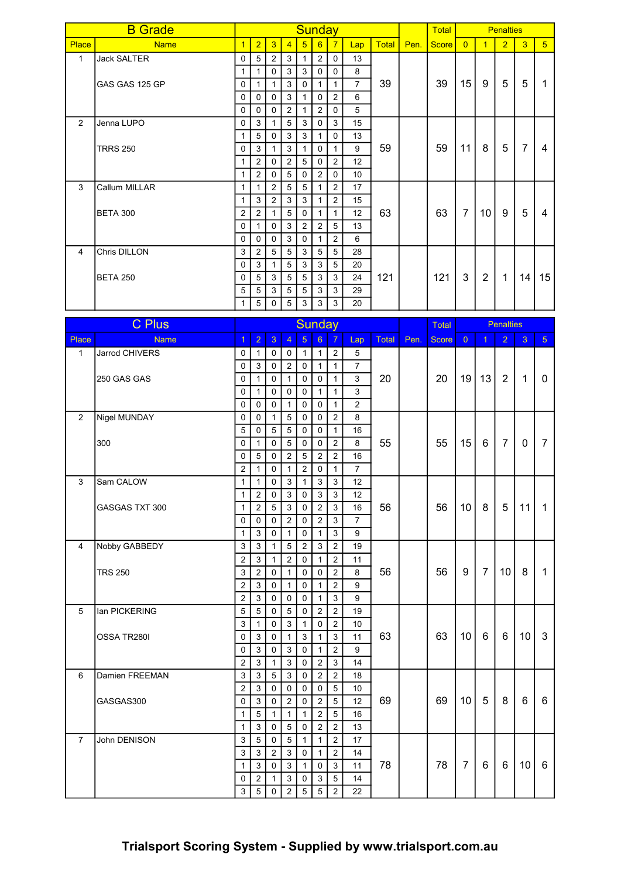| B Grade | | Sunday | | | | | | | | | | Total | Penalties | | | | |
|---|---|---|---|---|---|---|---|---|---|---|---|---|---|---|---|---|---|
| Place | Name | 1 | 2 | 3 | 4 | 5 | 6 | 7 | Lap | Total | Pen. | Score | 0 | 1 | 2 | 3 | 5 |
| 1 | Jack SALTER | 0 | 5 | 2 | 3 | 1 | 2 | 0 | 13 | | | | | | | | |
| | | 1 | 1 | 0 | 3 | 3 | 0 | 0 | 8 | | | | | | | | |
| | GAS GAS 125 GP | 0 | 1 | 1 | 3 | 0 | 1 | 1 | 7 | 39 | | 39 | 15 | 9 | 5 | 5 | 1 |
| | | 0 | 0 | 0 | 3 | 1 | 0 | 2 | 6 | | | | | | | | |
| | | 0 | 0 | 0 | 2 | 1 | 2 | 0 | 5 | | | | | | | | |
| 2 | Jenna LUPO | 0 | 3 | 1 | 5 | 3 | 0 | 3 | 15 | | | | | | | | |
| | | 1 | 5 | 0 | 3 | 3 | 1 | 0 | 13 | | | | | | | | |
| | TRRS 250 | 0 | 3 | 1 | 3 | 1 | 0 | 1 | 9 | 59 | | 59 | 11 | 8 | 5 | 7 | 4 |
| | | 1 | 2 | 0 | 2 | 5 | 0 | 2 | 12 | | | | | | | | |
| | | 1 | 2 | 0 | 5 | 0 | 2 | 0 | 10 | | | | | | | | |
| 3 | Callum MILLAR | 1 | 1 | 2 | 5 | 5 | 1 | 2 | 17 | | | | | | | | |
| | | 1 | 3 | 2 | 3 | 3 | 1 | 2 | 15 | | | | | | | | |
| | BETA 300 | 2 | 2 | 1 | 5 | 0 | 1 | 1 | 12 | 63 | | 63 | 7 | 10 | 9 | 5 | 4 |
| | | 0 | 1 | 0 | 3 | 2 | 2 | 5 | 13 | | | | | | | | |
| | | 0 | 0 | 0 | 3 | 0 | 1 | 2 | 6 | | | | | | | | |
| 4 | Chris DILLON | 3 | 2 | 5 | 5 | 3 | 5 | 5 | 28 | | | | | | | | |
| | | 0 | 3 | 1 | 5 | 3 | 3 | 5 | 20 | | | | | | | | |
| | BETA 250 | 0 | 5 | 3 | 5 | 5 | 3 | 3 | 24 | 121 | | 121 | 3 | 2 | 1 | 14 | 15 |
| | | 5 | 5 | 3 | 5 | 5 | 3 | 3 | 29 | | | | | | | | |
| | | 1 | 5 | 0 | 5 | 3 | 3 | 3 | 20 | | | | | | | | |

| C Plus | | Sunday | | | | | | | | | | Total | Penalties | | | | |
|---|---|---|---|---|---|---|---|---|---|---|---|---|---|---|---|---|---|
| Place | Name | 1 | 2 | 3 | 4 | 5 | 6 | 7 | Lap | Total | Pen. | Score | 0 | 1 | 2 | 3 | 5 |
| 1 | Jarrod CHIVERS | 0 | 1 | 0 | 0 | 1 | 1 | 2 | 5 | | | | | | | | |
| | | 0 | 3 | 0 | 2 | 0 | 1 | 1 | 7 | | | | | | | | |
| | 250 GAS GAS | 0 | 1 | 0 | 1 | 0 | 0 | 1 | 3 | 20 | | 20 | 19 | 13 | 2 | 1 | 0 |
| | | 0 | 1 | 0 | 0 | 0 | 1 | 1 | 3 | | | | | | | | |
| | | 0 | 0 | 0 | 1 | 0 | 0 | 1 | 2 | | | | | | | | |
| 2 | Nigel MUNDAY | 0 | 0 | 1 | 5 | 0 | 0 | 2 | 8 | | | | | | | | |
| | | 5 | 0 | 5 | 5 | 0 | 0 | 1 | 16 | | | | | | | | |
| | 300 | 0 | 1 | 0 | 5 | 0 | 0 | 2 | 8 | 55 | | 55 | 15 | 6 | 7 | 0 | 7 |
| | | 0 | 5 | 0 | 2 | 5 | 2 | 2 | 16 | | | | | | | | |
| | | 2 | 1 | 0 | 1 | 2 | 0 | 1 | 7 | | | | | | | | |
| 3 | Sam CALOW | 1 | 1 | 0 | 3 | 1 | 3 | 3 | 12 | | | | | | | | |
| | | 1 | 2 | 0 | 3 | 0 | 3 | 3 | 12 | | | | | | | | |
| | GASGAS TXT 300 | 1 | 2 | 5 | 3 | 0 | 2 | 3 | 16 | 56 | | 56 | 10 | 8 | 5 | 11 | 1 |
| | | 0 | 0 | 0 | 2 | 0 | 2 | 3 | 7 | | | | | | | | |
| | | 1 | 3 | 0 | 1 | 0 | 1 | 3 | 9 | | | | | | | | |
| 4 | Nobby GABBEDY | 3 | 3 | 1 | 5 | 2 | 3 | 2 | 19 | | | | | | | | |
| | | 2 | 3 | 1 | 2 | 0 | 1 | 2 | 11 | | | | | | | | |
| | TRS 250 | 3 | 2 | 0 | 1 | 0 | 0 | 2 | 8 | 56 | | 56 | 9 | 7 | 10 | 8 | 1 |
| | | 2 | 3 | 0 | 1 | 0 | 1 | 2 | 9 | | | | | | | | |
| | | 2 | 3 | 0 | 0 | 0 | 1 | 3 | 9 | | | | | | | | |
| 5 | Ian PICKERING | 5 | 5 | 0 | 5 | 0 | 2 | 2 | 19 | | | | | | | | |
| | | 3 | 1 | 0 | 3 | 1 | 0 | 2 | 10 | | | | | | | | |
| | OSSA TR280I | 0 | 3 | 0 | 1 | 3 | 1 | 3 | 11 | 63 | | 63 | 10 | 6 | 6 | 10 | 3 |
| | | 0 | 3 | 0 | 3 | 0 | 1 | 2 | 9 | | | | | | | | |
| | | 2 | 3 | 1 | 3 | 0 | 2 | 3 | 14 | | | | | | | | |
| 6 | Damien FREEMAN | 3 | 3 | 5 | 3 | 0 | 2 | 2 | 18 | | | | | | | | |
| | | 2 | 3 | 0 | 0 | 0 | 0 | 5 | 10 | | | | | | | | |
| | GASGAS300 | 0 | 3 | 0 | 2 | 0 | 2 | 5 | 12 | 69 | | 69 | 10 | 5 | 8 | 6 | 6 |
| | | 1 | 5 | 1 | 1 | 1 | 2 | 5 | 16 | | | | | | | | |
| | | 1 | 3 | 0 | 5 | 0 | 2 | 2 | 13 | | | | | | | | |
| 7 | John DENISON | 3 | 5 | 0 | 5 | 1 | 1 | 2 | 17 | | | | | | | | |
| | | 3 | 3 | 2 | 3 | 0 | 1 | 2 | 14 | | | | | | | | |
| | | 1 | 3 | 0 | 3 | 1 | 0 | 3 | 11 | 78 | | 78 | 7 | 6 | 6 | 10 | 6 |
| | | 0 | 2 | 1 | 3 | 0 | 3 | 5 | 14 | | | | | | | | |
| | | 3 | 5 | 0 | 2 | 5 | 5 | 2 | 22 | | | | | | | | |

**Trialsport Scoring System - Supplied by www.trialsport.com.au**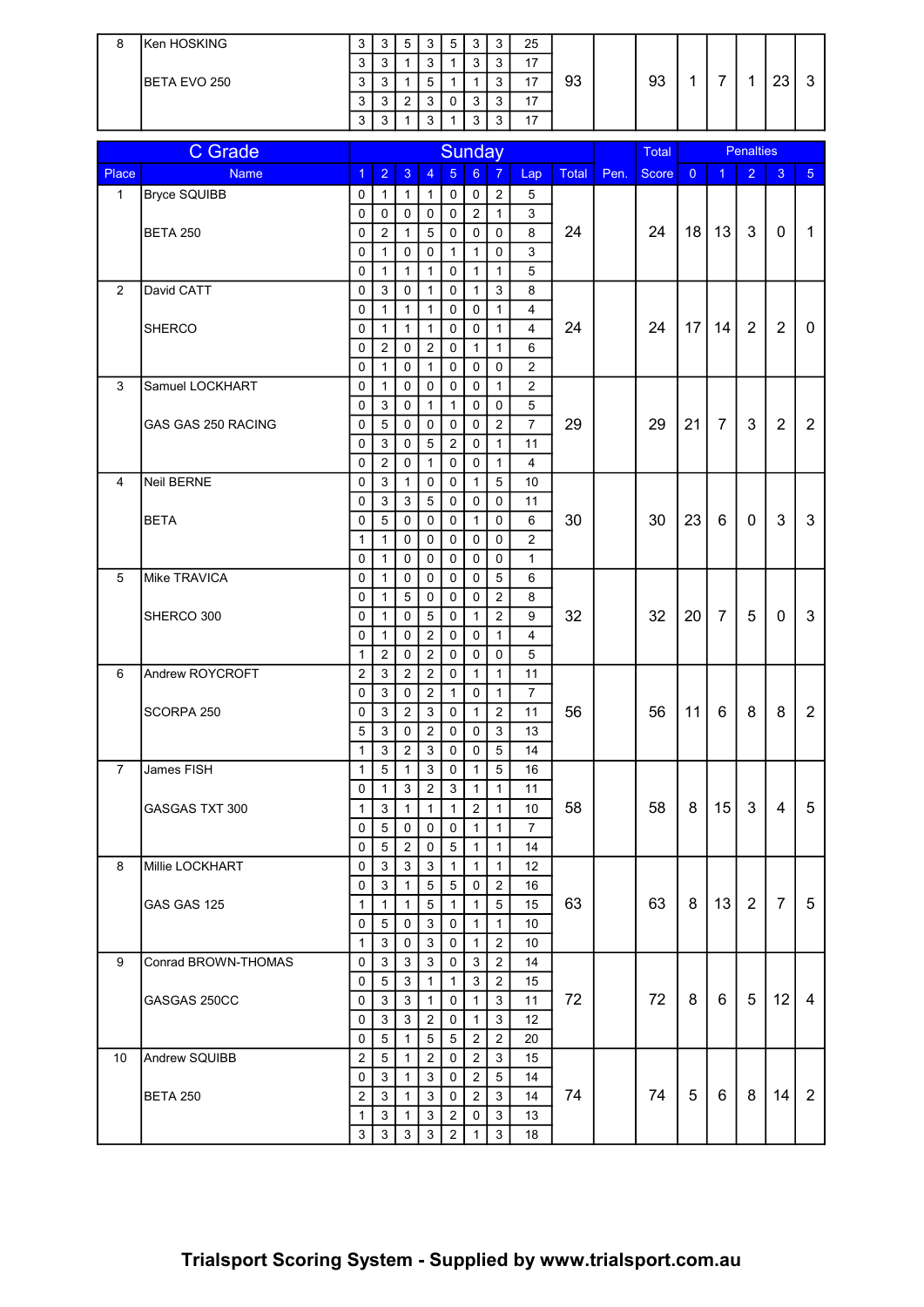| 8 | Ken HOSKING | 3 | 3 | 5 | 3 | 5 | 3 | 3 | 25 | 93 | | 93 | 1 | 7 | 1 | 23 | 3 |
|---|---|---|---|---|---|---|---|---|---|---|---|---|---|---|---|---|---|
| | | 3 | 3 | 1 | 3 | 1 | 3 | 3 | 17 | | | | | | | | |
| | BETA EVO 250 | 3 | 3 | 1 | 5 | 1 | 1 | 3 | 17 | | | | | | | | |
| | | 3 | 3 | 2 | 3 | 0 | 3 | 3 | 17 | | | | | | | | |
| | | 3 | 3 | 1 | 3 | 1 | 3 | 3 | 17 | | | | | | | | |

| C Grade | | Sunday | | | | | | | | | | Total | Penalties | | | | |
|---|---|---|---|---|---|---|---|---|---|---|---|---|---|---|---|---|---|
| Place | Name | 1 | 2 | 3 | 4 | 5 | 6 | 7 | Lap | Total | Pen. | Score | 0 | 1 | 2 | 3 | 5 |
| 1 | Bryce SQUIBB | 0 | 1 | 1 | 1 | 0 | 0 | 2 | 5 | 24 | | 24 | 18 | 13 | 3 | 0 | 1 |
| | | 0 | 0 | 0 | 0 | 0 | 2 | 1 | 3 | | | | | | | | |
| | BETA 250 | 0 | 2 | 1 | 5 | 0 | 0 | 0 | 8 | | | | | | | | |
| | | 0 | 1 | 0 | 0 | 1 | 1 | 0 | 3 | | | | | | | | |
| | | 0 | 1 | 1 | 1 | 0 | 1 | 1 | 5 | | | | | | | | |
| 2 | David CATT | 0 | 3 | 0 | 1 | 0 | 1 | 3 | 8 | 24 | | 24 | 17 | 14 | 2 | 2 | 0 |
| | | 0 | 1 | 1 | 1 | 0 | 0 | 1 | 4 | | | | | | | | |
| | SHERCO | 0 | 1 | 1 | 1 | 0 | 0 | 1 | 4 | | | | | | | | |
| | | 0 | 2 | 0 | 2 | 0 | 1 | 1 | 6 | | | | | | | | |
| | | 0 | 1 | 0 | 1 | 0 | 0 | 0 | 2 | | | | | | | | |
| 3 | Samuel LOCKHART | 0 | 1 | 0 | 0 | 0 | 0 | 1 | 2 | 29 | | 29 | 21 | 7 | 3 | 2 | 2 |
| | | 0 | 3 | 0 | 1 | 1 | 0 | 0 | 5 | | | | | | | | |
| | GAS GAS 250 RACING | 0 | 5 | 0 | 0 | 0 | 0 | 2 | 7 | | | | | | | | |
| | | 0 | 3 | 0 | 5 | 2 | 0 | 1 | 11 | | | | | | | | |
| | | 0 | 2 | 0 | 1 | 0 | 0 | 1 | 4 | | | | | | | | |
| 4 | Neil BERNE | 0 | 3 | 1 | 0 | 0 | 1 | 5 | 10 | 30 | | 30 | 23 | 6 | 0 | 3 | 3 |
| | | 0 | 3 | 3 | 5 | 0 | 0 | 0 | 11 | | | | | | | | |
| | BETA | 0 | 5 | 0 | 0 | 0 | 1 | 0 | 6 | | | | | | | | |
| | | 1 | 1 | 0 | 0 | 0 | 0 | 0 | 2 | | | | | | | | |
| | | 0 | 1 | 0 | 0 | 0 | 0 | 0 | 1 | | | | | | | | |
| 5 | Mike TRAVICA | 0 | 1 | 0 | 0 | 0 | 0 | 5 | 6 | 32 | | 32 | 20 | 7 | 5 | 0 | 3 |
| | | 0 | 1 | 5 | 0 | 0 | 0 | 2 | 8 | | | | | | | | |
| | SHERCO 300 | 0 | 1 | 0 | 5 | 0 | 1 | 2 | 9 | | | | | | | | |
| | | 0 | 1 | 0 | 2 | 0 | 0 | 1 | 4 | | | | | | | | |
| | | 1 | 2 | 0 | 2 | 0 | 0 | 0 | 5 | | | | | | | | |
| 6 | Andrew ROYCROFT | 2 | 3 | 2 | 2 | 0 | 1 | 1 | 11 | 56 | | 56 | 11 | 6 | 8 | 8 | 2 |
| | | 0 | 3 | 0 | 2 | 1 | 0 | 1 | 7 | | | | | | | | |
| | SCORPA 250 | 0 | 3 | 2 | 3 | 0 | 1 | 2 | 11 | | | | | | | | |
| | | 5 | 3 | 0 | 2 | 0 | 0 | 3 | 13 | | | | | | | | |
| | | 1 | 3 | 2 | 3 | 0 | 0 | 5 | 14 | | | | | | | | |
| 7 | James FISH | 1 | 5 | 1 | 3 | 0 | 1 | 5 | 16 | 58 | | 58 | 8 | 15 | 3 | 4 | 5 |
| | | 0 | 1 | 3 | 2 | 3 | 1 | 1 | 11 | | | | | | | | |
| | GASGAS TXT 300 | 1 | 3 | 1 | 1 | 1 | 2 | 1 | 10 | | | | | | | | |
| | | 0 | 5 | 0 | 0 | 0 | 1 | 1 | 7 | | | | | | | | |
| | | 0 | 5 | 2 | 0 | 5 | 1 | 1 | 14 | | | | | | | | |
| 8 | Millie LOCKHART | 0 | 3 | 3 | 3 | 1 | 1 | 1 | 12 | 63 | | 63 | 8 | 13 | 2 | 7 | 5 |
| | | 0 | 3 | 1 | 5 | 5 | 0 | 2 | 16 | | | | | | | | |
| | GAS GAS 125 | 1 | 1 | 1 | 5 | 1 | 1 | 5 | 15 | | | | | | | | |
| | | 0 | 5 | 0 | 3 | 0 | 1 | 1 | 10 | | | | | | | | |
| | | 1 | 3 | 0 | 3 | 0 | 1 | 2 | 10 | | | | | | | | |
| 9 | Conrad BROWN-THOMAS | 0 | 3 | 3 | 3 | 0 | 3 | 2 | 14 | 72 | | 72 | 8 | 6 | 5 | 12 | 4 |
| | | 0 | 5 | 3 | 1 | 1 | 3 | 2 | 15 | | | | | | | | |
| | GASGAS 250CC | 0 | 3 | 3 | 1 | 0 | 1 | 3 | 11 | | | | | | | | |
| | | 0 | 3 | 3 | 2 | 0 | 1 | 3 | 12 | | | | | | | | |
| | | 0 | 5 | 1 | 5 | 5 | 2 | 2 | 20 | | | | | | | | |
| 10 | Andrew SQUIBB | 2 | 5 | 1 | 2 | 0 | 2 | 3 | 15 | 74 | | 74 | 5 | 6 | 8 | 14 | 2 |
| | | 0 | 3 | 1 | 3 | 0 | 2 | 5 | 14 | | | | | | | | |
| | BETA 250 | 2 | 3 | 1 | 3 | 0 | 2 | 3 | 14 | | | | | | | | |
| | | 1 | 3 | 1 | 3 | 2 | 0 | 3 | 13 | | | | | | | | |
| | | 3 | 3 | 3 | 3 | 2 | 1 | 3 | 18 | | | | | | | | |

**Trialsport Scoring System - Supplied by www.trialsport.com.au**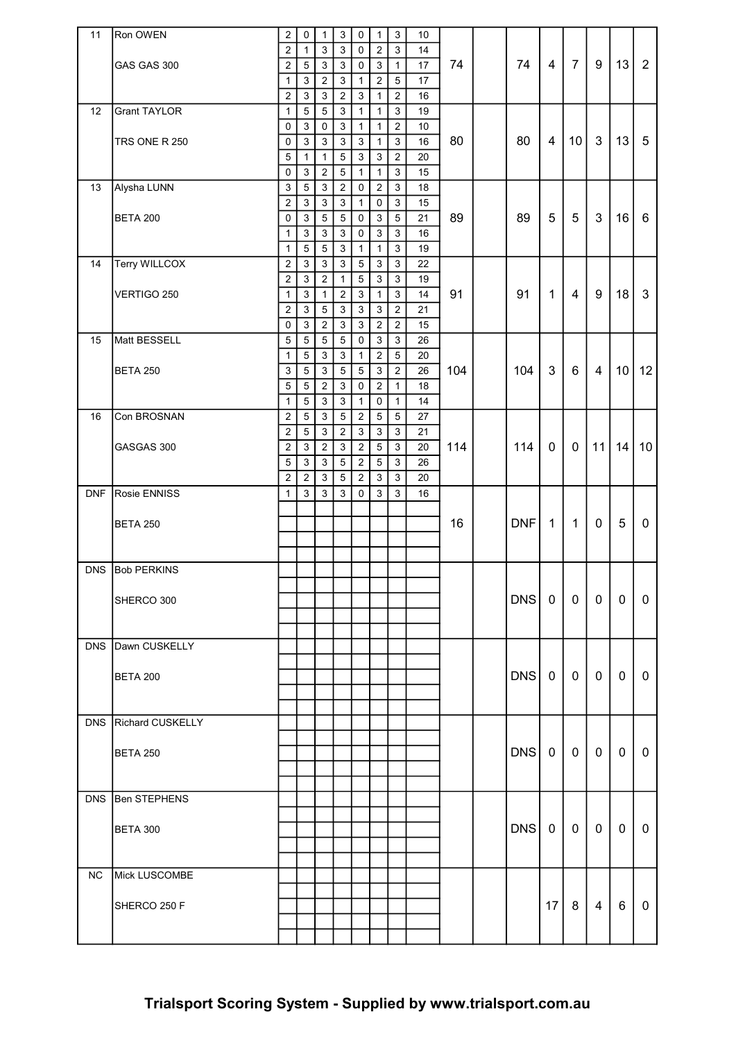| Pos | Rider / Bike | S1 | S2 | S3 | S4 | S5 | S6 | S7 | Lap Total | Total | | Result | Cleans | Ones | Twos | Threes | Fives |
|---|---|---|---|---|---|---|---|---|---|---|---|---|---|---|---|---|---|
| 11 | Ron OWEN | 2 | 0 | 1 | 3 | 0 | 1 | 3 | 10 | | | | | | | | |
| | | 2 | 1 | 3 | 3 | 0 | 2 | 3 | 14 | | | | | | | | |
| | GAS GAS 300 | 2 | 5 | 3 | 3 | 0 | 3 | 1 | 17 | 74 | | 74 | 4 | 7 | 9 | 13 | 2 |
| | | 1 | 3 | 2 | 3 | 1 | 2 | 5 | 17 | | | | | | | | |
| | | 2 | 3 | 3 | 2 | 3 | 1 | 2 | 16 | | | | | | | | |
| 12 | Grant TAYLOR | 1 | 5 | 5 | 3 | 1 | 1 | 3 | 19 | | | | | | | | |
| | | 0 | 3 | 0 | 3 | 1 | 1 | 2 | 10 | | | | | | | | |
| | TRS ONE R 250 | 0 | 3 | 3 | 3 | 3 | 1 | 3 | 16 | 80 | | 80 | 4 | 10 | 3 | 13 | 5 |
| | | 5 | 1 | 1 | 5 | 3 | 3 | 2 | 20 | | | | | | | | |
| | | 0 | 3 | 2 | 5 | 1 | 1 | 3 | 15 | | | | | | | | |
| 13 | Alysha LUNN | 3 | 5 | 3 | 2 | 0 | 2 | 3 | 18 | | | | | | | | |
| | | 2 | 3 | 3 | 3 | 1 | 0 | 3 | 15 | | | | | | | | |
| | BETA 200 | 0 | 3 | 5 | 5 | 0 | 3 | 5 | 21 | 89 | | 89 | 5 | 5 | 3 | 16 | 6 |
| | | 1 | 3 | 3 | 3 | 0 | 3 | 3 | 16 | | | | | | | | |
| | | 1 | 5 | 5 | 3 | 1 | 1 | 3 | 19 | | | | | | | | |
| 14 | Terry WILLCOX | 2 | 3 | 3 | 3 | 5 | 3 | 3 | 22 | | | | | | | | |
| | | 2 | 3 | 2 | 1 | 5 | 3 | 3 | 19 | | | | | | | | |
| | VERTIGO 250 | 1 | 3 | 1 | 2 | 3 | 1 | 3 | 14 | 91 | | 91 | 1 | 4 | 9 | 18 | 3 |
| | | 2 | 3 | 5 | 3 | 3 | 3 | 2 | 21 | | | | | | | | |
| | | 0 | 3 | 2 | 3 | 3 | 2 | 2 | 15 | | | | | | | | |
| 15 | Matt BESSELL | 5 | 5 | 5 | 5 | 0 | 3 | 3 | 26 | | | | | | | | |
| | | 1 | 5 | 3 | 3 | 1 | 2 | 5 | 20 | | | | | | | | |
| | BETA 250 | 3 | 5 | 3 | 5 | 5 | 3 | 2 | 26 | 104 | | 104 | 3 | 6 | 4 | 10 | 12 |
| | | 5 | 5 | 2 | 3 | 0 | 2 | 1 | 18 | | | | | | | | |
| | | 1 | 5 | 3 | 3 | 1 | 0 | 1 | 14 | | | | | | | | |
| 16 | Con BROSNAN | 2 | 5 | 3 | 5 | 2 | 5 | 5 | 27 | | | | | | | | |
| | | 2 | 5 | 3 | 2 | 3 | 3 | 3 | 21 | | | | | | | | |
| | GASGAS 300 | 2 | 3 | 2 | 3 | 2 | 5 | 3 | 20 | 114 | | 114 | 0 | 0 | 11 | 14 | 10 |
| | | 5 | 3 | 3 | 5 | 2 | 5 | 3 | 26 | | | | | | | | |
| | | 2 | 2 | 3 | 5 | 2 | 3 | 3 | 20 | | | | | | | | |
| DNF | Rosie ENNISS | 1 | 3 | 3 | 3 | 0 | 3 | 3 | 16 | | | | | | | | |
| | BETA 250 | | | | | | | | | 16 | | DNF | 1 | 1 | 0 | 5 | 0 |
| DNS | Bob PERKINS | | | | | | | | | | | | | | | | |
| | SHERCO 300 | | | | | | | | | | | DNS | 0 | 0 | 0 | 0 | 0 |
| DNS | Dawn CUSKELLY | | | | | | | | | | | | | | | | |
| | BETA 200 | | | | | | | | | | | DNS | 0 | 0 | 0 | 0 | 0 |
| DNS | Richard CUSKELLY | | | | | | | | | | | | | | | | |
| | BETA 250 | | | | | | | | | | | DNS | 0 | 0 | 0 | 0 | 0 |
| DNS | Ben STEPHENS | | | | | | | | | | | | | | | | |
| | BETA 300 | | | | | | | | | | | DNS | 0 | 0 | 0 | 0 | 0 |
| NC | Mick LUSCOMBE | | | | | | | | | | | | | | | | |
| | SHERCO 250 F | | | | | | | | | | | | 17 | 8 | 4 | 6 | 0 |

**Trialsport Scoring System - Supplied by www.trialsport.com.au**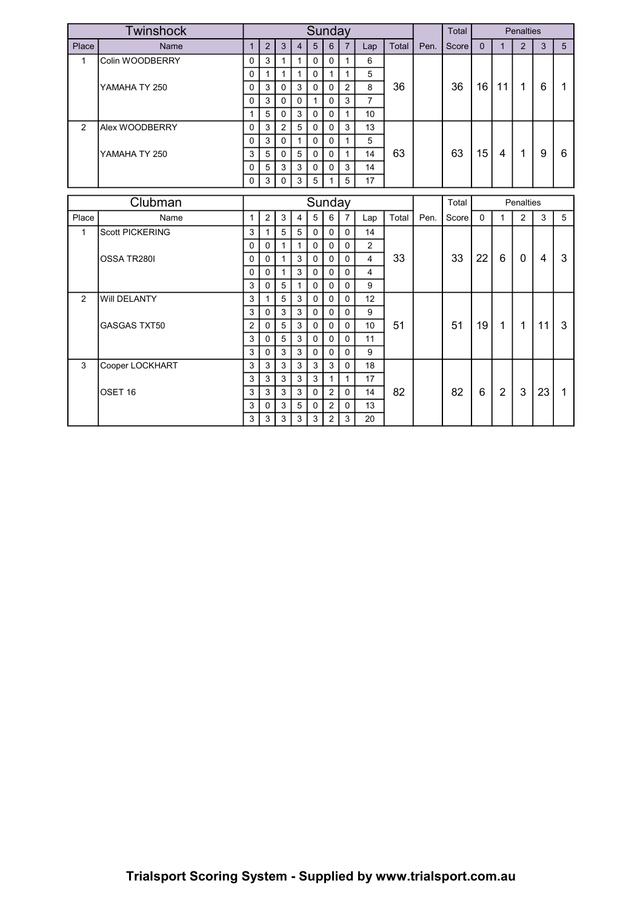| Twinshock | | Sunday | | | | | | | | | | Total | Penalties | | | | |
|---|---|---|---|---|---|---|---|---|---|---|---|---|---|---|---|---|---|
| Place | Name | 1 | 2 | 3 | 4 | 5 | 6 | 7 | Lap | Total | Pen. | Score | 0 | 1 | 2 | 3 | 5 |
| 1 | Colin WOODBERRY | 0 | 3 | 1 | 1 | 0 | 0 | 1 | 6 | 36 | | 36 | 16 | 11 | 1 | 6 | 1 |
| | | 0 | 1 | 1 | 1 | 0 | 1 | 1 | 5 | | | | | | | | |
| | YAMAHA TY 250 | 0 | 3 | 0 | 3 | 0 | 0 | 2 | 8 | | | | | | | | |
| | | 0 | 3 | 0 | 0 | 1 | 0 | 3 | 7 | | | | | | | | |
| | | 1 | 5 | 0 | 3 | 0 | 0 | 1 | 10 | | | | | | | | |
| 2 | Alex WOODBERRY | 0 | 3 | 2 | 5 | 0 | 0 | 3 | 13 | 63 | | 63 | 15 | 4 | 1 | 9 | 6 |
| | | 0 | 3 | 0 | 1 | 0 | 0 | 1 | 5 | | | | | | | | |
| | YAMAHA TY 250 | 3 | 5 | 0 | 5 | 0 | 0 | 1 | 14 | | | | | | | | |
| | | 0 | 5 | 3 | 3 | 0 | 0 | 3 | 14 | | | | | | | | |
| | | 0 | 3 | 0 | 3 | 5 | 1 | 5 | 17 | | | | | | | | |

| Clubman | | Sunday | | | | | | | | | | Total | Penalties | | | | |
|---|---|---|---|---|---|---|---|---|---|---|---|---|---|---|---|---|---|
| Place | Name | 1 | 2 | 3 | 4 | 5 | 6 | 7 | Lap | Total | Pen. | Score | 0 | 1 | 2 | 3 | 5 |
| 1 | Scott PICKERING | 3 | 1 | 5 | 5 | 0 | 0 | 0 | 14 | 33 | | 33 | 22 | 6 | 0 | 4 | 3 |
| | | 0 | 0 | 1 | 1 | 0 | 0 | 0 | 2 | | | | | | | | |
| | OSSA TR280I | 0 | 0 | 1 | 3 | 0 | 0 | 0 | 4 | | | | | | | | |
| | | 0 | 0 | 1 | 3 | 0 | 0 | 0 | 4 | | | | | | | | |
| | | 3 | 0 | 5 | 1 | 0 | 0 | 0 | 9 | | | | | | | | |
| 2 | Will DELANTY | 3 | 1 | 5 | 3 | 0 | 0 | 0 | 12 | 51 | | 51 | 19 | 1 | 1 | 11 | 3 |
| | | 3 | 0 | 3 | 3 | 0 | 0 | 0 | 9 | | | | | | | | |
| | GASGAS TXT50 | 2 | 0 | 5 | 3 | 0 | 0 | 0 | 10 | | | | | | | | |
| | | 3 | 0 | 5 | 3 | 0 | 0 | 0 | 11 | | | | | | | | |
| | | 3 | 0 | 3 | 3 | 0 | 0 | 0 | 9 | | | | | | | | |
| 3 | Cooper LOCKHART | 3 | 3 | 3 | 3 | 3 | 3 | 0 | 18 | 82 | | 82 | 6 | 2 | 3 | 23 | 1 |
| | | 3 | 3 | 3 | 3 | 3 | 1 | 1 | 17 | | | | | | | | |
| | OSET 16 | 3 | 3 | 3 | 3 | 0 | 2 | 0 | 14 | | | | | | | | |
| | | 3 | 0 | 3 | 5 | 0 | 2 | 0 | 13 | | | | | | | | |
| | | 3 | 3 | 3 | 3 | 3 | 2 | 3 | 20 | | | | | | | | |

**Trialsport Scoring System - Supplied by www.trialsport.com.au**